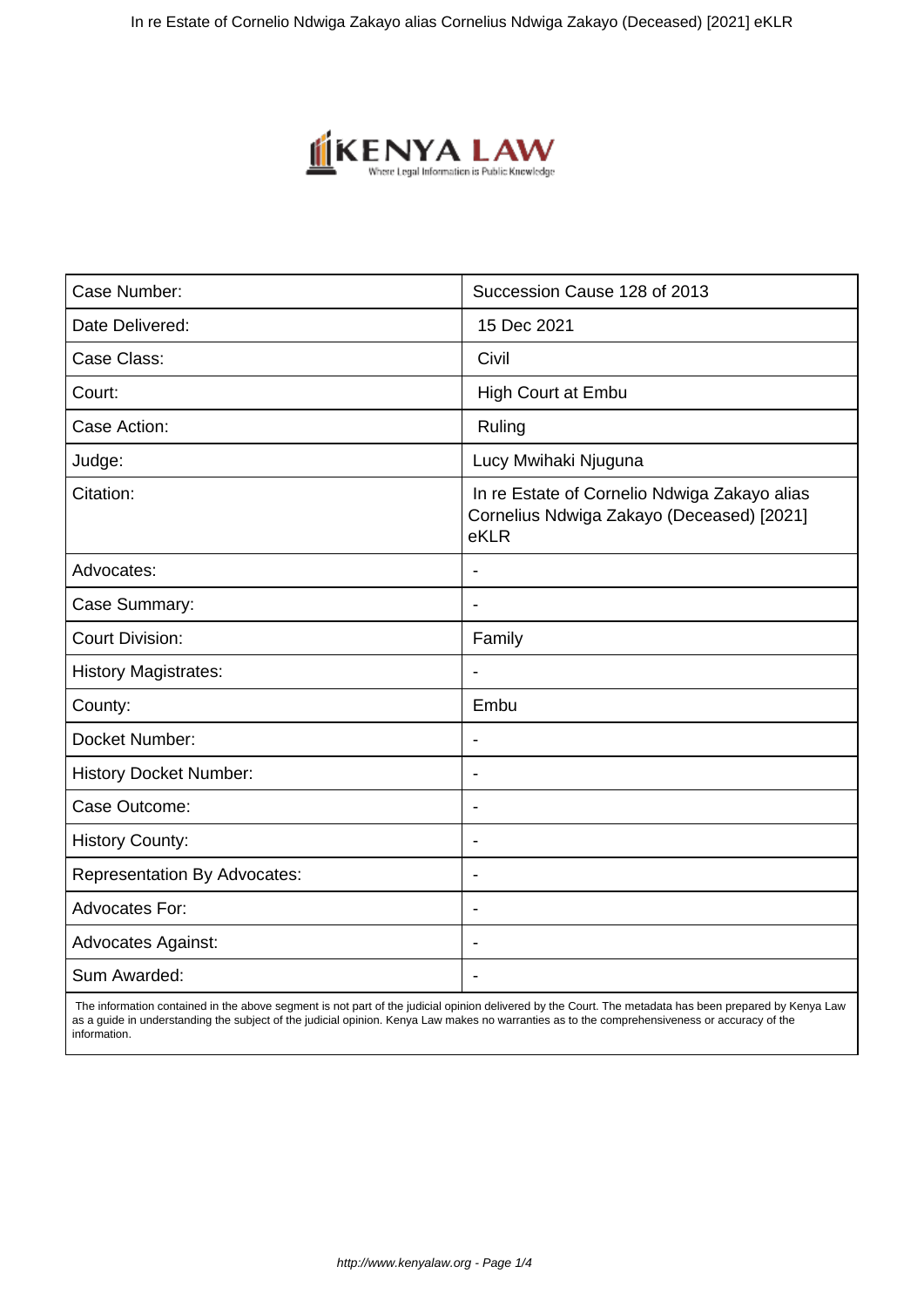| Case Number: | Succession Cause 128 of 2013 |
| --- | --- |
| Date Delivered: | 15 Dec 2021 |
| Case Class: | Civil |
| Court: | High Court at Embu |
| Case Action: | Ruling |
| Judge: | Lucy Mwihaki Njuguna |
| Citation: | In re Estate of Cornelio Ndwiga Zakayo alias Cornelius Ndwiga Zakayo (Deceased) [2021] eKLR |
| Advocates: | - |
| Case Summary: | - |
| Court Division: | Family |
| History Magistrates: | - |
| County: | Embu |
| Docket Number: | - |
| History Docket Number: | - |
| Case Outcome: | - |
| History County: | - |
| Representation By Advocates: | - |
| Advocates For: | - |
| Advocates Against: | - |
| Sum Awarded: | - |

The information contained in the above segment is not part of the judicial opinion delivered by the Court. The metadata has been prepared by Kenya Law as a guide in understanding the subject of the judicial opinion. Kenya Law makes no warranties as to the comprehensiveness or accuracy of the information.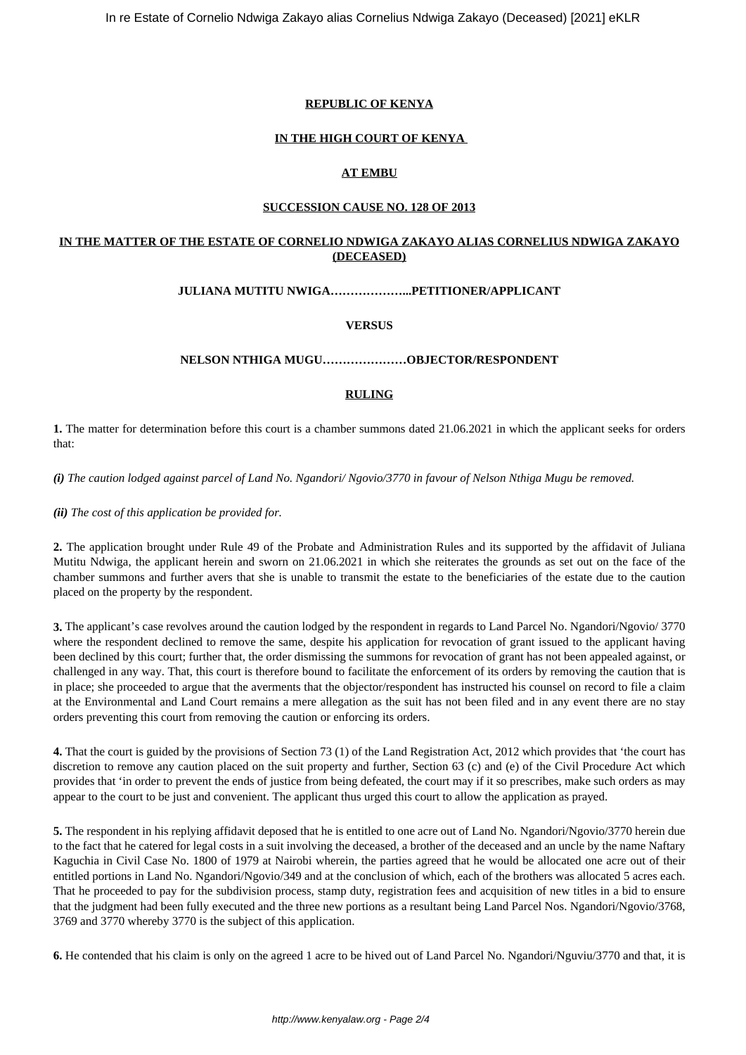**REPUBLIC OF KENYA**

**IN THE HIGH COURT OF KENYA**

**AT EMBU**

**SUCCESSION CAUSE NO. 128 OF 2013**

**IN THE MATTER OF THE ESTATE OF CORNELIO NDWIGA ZAKAYO ALIAS CORNELIUS NDWIGA ZAKAYO (DECEASED)**

**JULIANA MUTITU NWIGA………………...PETITIONER/APPLICANT**

**VERSUS**

**NELSON NTHIGA MUGU…………………OBJECTOR/RESPONDENT**

**RULING**

**1.** The matter for determination before this court is a chamber summons dated 21.06.2021 in which the applicant seeks for orders that:

***(i)*** *The caution lodged against parcel of Land No. Ngandori/ Ngovio/3770 in favour of Nelson Nthiga Mugu be removed.*

***(ii)*** *The cost of this application be provided for.*

**2.** The application brought under Rule 49 of the Probate and Administration Rules and its supported by the affidavit of Juliana Mutitu Ndwiga, the applicant herein and sworn on 21.06.2021 in which she reiterates the grounds as set out on the face of the chamber summons and further avers that she is unable to transmit the estate to the beneficiaries of the estate due to the caution placed on the property by the respondent.

**3.** The applicant's case revolves around the caution lodged by the respondent in regards to Land Parcel No. Ngandori/Ngovio/ 3770 where the respondent declined to remove the same, despite his application for revocation of grant issued to the applicant having been declined by this court; further that, the order dismissing the summons for revocation of grant has not been appealed against, or challenged in any way. That, this court is therefore bound to facilitate the enforcement of its orders by removing the caution that is in place; she proceeded to argue that the averments that the objector/respondent has instructed his counsel on record to file a claim at the Environmental and Land Court remains a mere allegation as the suit has not been filed and in any event there are no stay orders preventing this court from removing the caution or enforcing its orders.

**4.** That the court is guided by the provisions of Section 73 (1) of the Land Registration Act, 2012 which provides that 'the court has discretion to remove any caution placed on the suit property and further, Section 63 (c) and (e) of the Civil Procedure Act which provides that 'in order to prevent the ends of justice from being defeated, the court may if it so prescribes, make such orders as may appear to the court to be just and convenient. The applicant thus urged this court to allow the application as prayed.

**5.** The respondent in his replying affidavit deposed that he is entitled to one acre out of Land No. Ngandori/Ngovio/3770 herein due to the fact that he catered for legal costs in a suit involving the deceased, a brother of the deceased and an uncle by the name Naftary Kaguchia in Civil Case No. 1800 of 1979 at Nairobi wherein, the parties agreed that he would be allocated one acre out of their entitled portions in Land No. Ngandori/Ngovio/349 and at the conclusion of which, each of the brothers was allocated 5 acres each. That he proceeded to pay for the subdivision process, stamp duty, registration fees and acquisition of new titles in a bid to ensure that the judgment had been fully executed and the three new portions as a resultant being Land Parcel Nos. Ngandori/Ngovio/3768, 3769 and 3770 whereby 3770 is the subject of this application.

**6.** He contended that his claim is only on the agreed 1 acre to be hived out of Land Parcel No. Ngandori/Nguviu/3770 and that, it is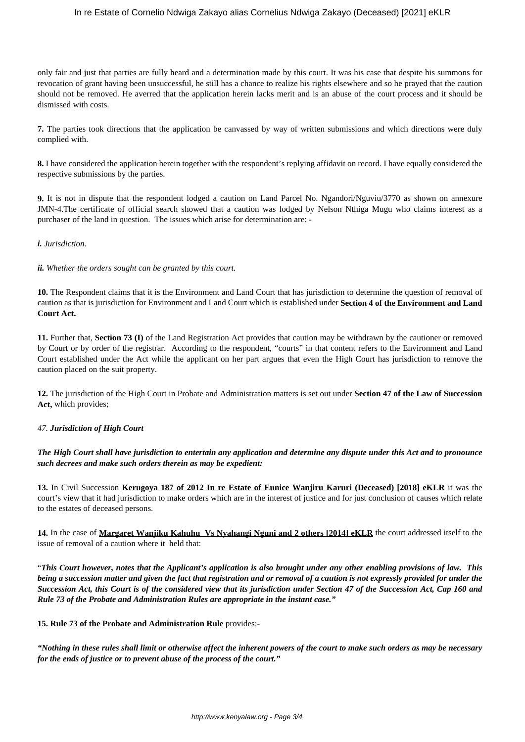only fair and just that parties are fully heard and a determination made by this court. It was his case that despite his summons for revocation of grant having been unsuccessful, he still has a chance to realize his rights elsewhere and so he prayed that the caution should not be removed. He averred that the application herein lacks merit and is an abuse of the court process and it should be dismissed with costs.

**7.** The parties took directions that the application be canvassed by way of written submissions and which directions were duly complied with.

**8.** I have considered the application herein together with the respondent's replying affidavit on record. I have equally considered the respective submissions by the parties.

**9.** It is not in dispute that the respondent lodged a caution on Land Parcel No. Ngandori/Nguviu/3770 as shown on annexure JMN-4.The certificate of official search showed that a caution was lodged by Nelson Nthiga Mugu who claims interest as a purchaser of the land in question. The issues which arise for determination are: -

***i.*** *Jurisdiction.*

***ii.*** *Whether the orders sought can be granted by this court.*

**10.** The Respondent claims that it is the Environment and Land Court that has jurisdiction to determine the question of removal of caution as that is jurisdiction for Environment and Land Court which is established under **Section 4 of the Environment and Land Court Act.**

**11.** Further that, **Section 73 (I)** of the Land Registration Act provides that caution may be withdrawn by the cautioner or removed by Court or by order of the registrar. According to the respondent, "courts" in that content refers to the Environment and Land Court established under the Act while the applicant on her part argues that even the High Court has jurisdiction to remove the caution placed on the suit property.

**12.** The jurisdiction of the High Court in Probate and Administration matters is set out under **Section 47 of the Law of Succession Act,** which provides;

*47.* ***Jurisdiction of High Court***

***The High Court shall have jurisdiction to entertain any application and determine any dispute under this Act and to pronounce such decrees and make such orders therein as may be expedient:***

**13.** In Civil Succession **Kerugoya 187 of 2012 In re Estate of Eunice Wanjiru Karuri (Deceased) [2018] eKLR** it was the court's view that it had jurisdiction to make orders which are in the interest of justice and for just conclusion of causes which relate to the estates of deceased persons.

**14.** In the case of **Margaret Wanjiku Kahuhu Vs Nyahangi Nguni and 2 others [2014] eKLR** the court addressed itself to the issue of removal of a caution where it held that:

"***This Court however, notes that the Applicant's application is also brought under any other enabling provisions of law. This being a succession matter and given the fact that registration and or removal of a caution is not expressly provided for under the Succession Act, this Court is of the considered view that its jurisdiction under Section 47 of the Succession Act, Cap 160 and Rule 73 of the Probate and Administration Rules are appropriate in the instant case."***

**15. Rule 73 of the Probate and Administration Rule** provides:-

***"Nothing in these rules shall limit or otherwise affect the inherent powers of the court to make such orders as may be necessary for the ends of justice or to prevent abuse of the process of the court."***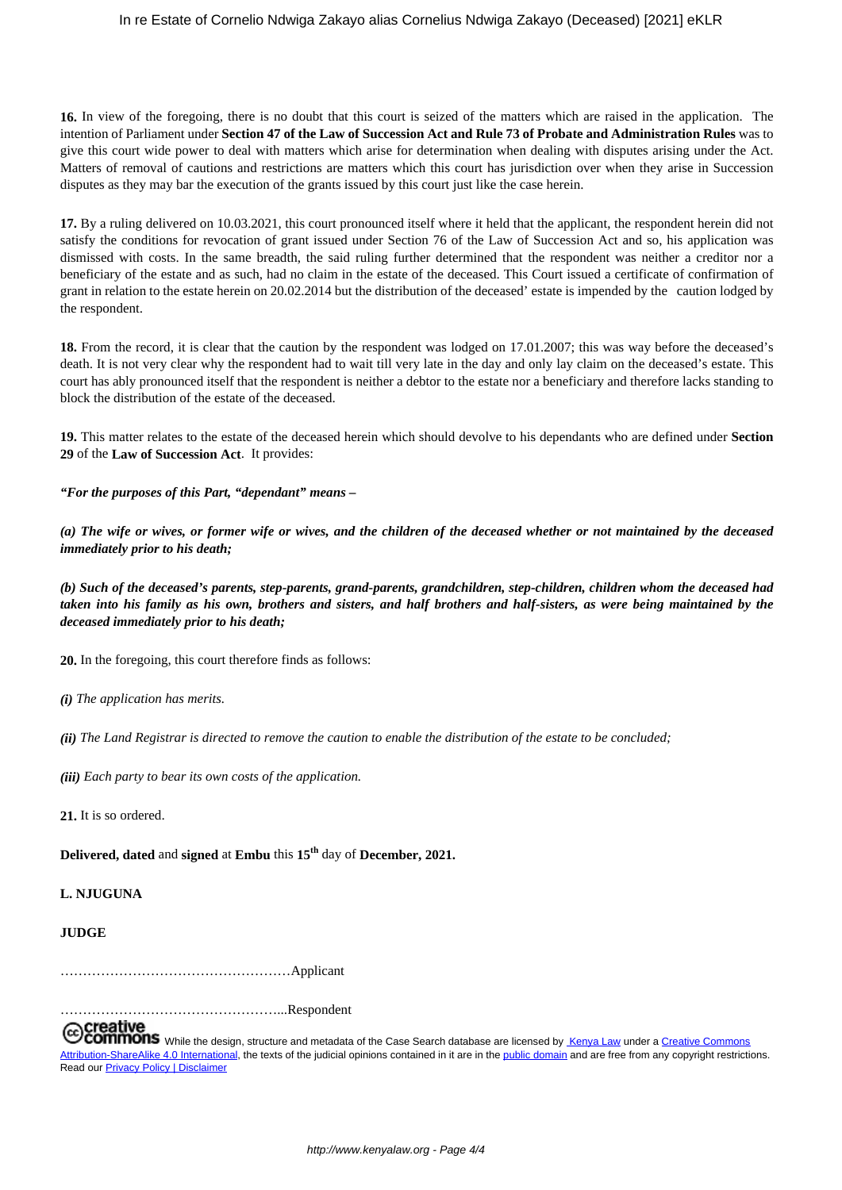**16.** In view of the foregoing, there is no doubt that this court is seized of the matters which are raised in the application. The intention of Parliament under **Section 47 of the Law of Succession Act and Rule 73 of Probate and Administration Rules** was to give this court wide power to deal with matters which arise for determination when dealing with disputes arising under the Act. Matters of removal of cautions and restrictions are matters which this court has jurisdiction over when they arise in Succession disputes as they may bar the execution of the grants issued by this court just like the case herein.

**17.** By a ruling delivered on 10.03.2021, this court pronounced itself where it held that the applicant, the respondent herein did not satisfy the conditions for revocation of grant issued under Section 76 of the Law of Succession Act and so, his application was dismissed with costs. In the same breadth, the said ruling further determined that the respondent was neither a creditor nor a beneficiary of the estate and as such, had no claim in the estate of the deceased. This Court issued a certificate of confirmation of grant in relation to the estate herein on 20.02.2014 but the distribution of the deceased' estate is impended by the caution lodged by the respondent.

**18.** From the record, it is clear that the caution by the respondent was lodged on 17.01.2007; this was way before the deceased's death. It is not very clear why the respondent had to wait till very late in the day and only lay claim on the deceased's estate. This court has ably pronounced itself that the respondent is neither a debtor to the estate nor a beneficiary and therefore lacks standing to block the distribution of the estate of the deceased.

**19.** This matter relates to the estate of the deceased herein which should devolve to his dependants who are defined under **Section 29** of the **Law of Succession Act**. It provides:

***"For the purposes of this Part, "dependant" means –***

***(a) The wife or wives, or former wife or wives, and the children of the deceased whether or not maintained by the deceased immediately prior to his death;***

***(b) Such of the deceased's parents, step-parents, grand-parents, grandchildren, step-children, children whom the deceased had taken into his family as his own, brothers and sisters, and half brothers and half-sisters, as were being maintained by the deceased immediately prior to his death;***

**20.** In the foregoing, this court therefore finds as follows:

***(i)*** *The application has merits.*

***(ii)*** *The Land Registrar is directed to remove the caution to enable the distribution of the estate to be concluded;*

***(iii)*** *Each party to bear its own costs of the application.*

**21.** It is so ordered.

**Delivered, dated** and **signed** at **Embu** this **15th** day of **December, 2021.**

**L. NJUGUNA**

**JUDGE**

……………………………………………Applicant

…………………………………………...Respondent

While the design, structure and metadata of the Case Search database are licensed by Kenya Law under a Creative Commons Attribution-ShareAlike 4.0 International, the texts of the judicial opinions contained in it are in the public domain and are free from any copyright restrictions. Read our Privacy Policy | Disclaimer